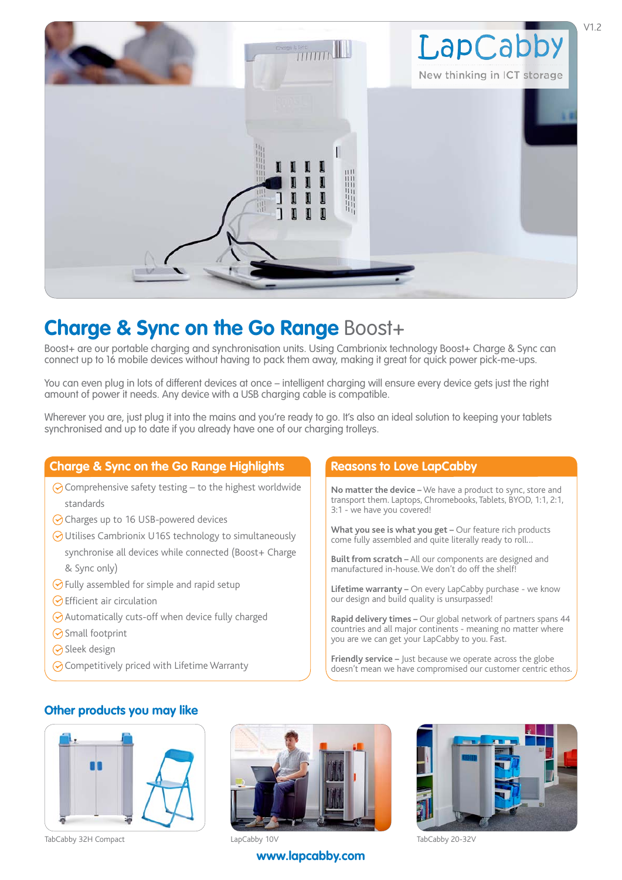LapCabby

New thinking in ICT storage

V1.2

# Charge & Sync on the Go Range Boost+

Boost+ are our portable charging and synchronisation units. Using Cambrionix technology Boost+ Charge & Sync can connect up to 16 mobile devices without having to pack them away, making it great for quick power pick-me-ups.

You can even plug in lots of different devices at once – intelligent charging will ensure every device gets just the right amount of power it needs. Any device with a USB charging cable is compatible.

Wherever you are, just plug it into the mains and you're ready to go. It's also an ideal solution to keeping your tablets synchronised and up to date if you already have one of our charging trolleys.

## Charge & Sync on the Go Range Highlights

- Comprehensive safety testing – to the highest worldwide standards
- Charges up to 16 USB-powered devices
- Utilises Cambrionix U16S technology to simultaneously synchronise all devices while connected (Boost+ Charge & Sync only)
- Fully assembled for simple and rapid setup
- Efficient air circulation
- Automatically cuts-off when device fully charged
- Small footprint
- Sleek design
- Competitively priced with Lifetime Warranty

## Reasons to Love LapCabby

**No matter the device –** We have a product to sync, store and transport them. Laptops, Chromebooks, Tablets, BYOD, 1:1, 2:1, 3:1 - we have you covered!

**What you see is what you get –** Our feature rich products come fully assembled and quite literally ready to roll...

**Built from scratch –** All our components are designed and manufactured in-house. We don't do off the shelf!

**Lifetime warranty –** On every LapCabby purchase - we know our design and build quality is unsurpassed!

**Rapid delivery times –** Our global network of partners spans 44 countries and all major continents - meaning no matter where you are we can get your LapCabby to you. Fast.

**Friendly service –** Just because we operate across the globe doesn't mean we have compromised our customer centric ethos.

## Other products you may like

TabCabby 32H Compact

LapCabby 10V

TabCabby 20-32V

www.lapcabby.com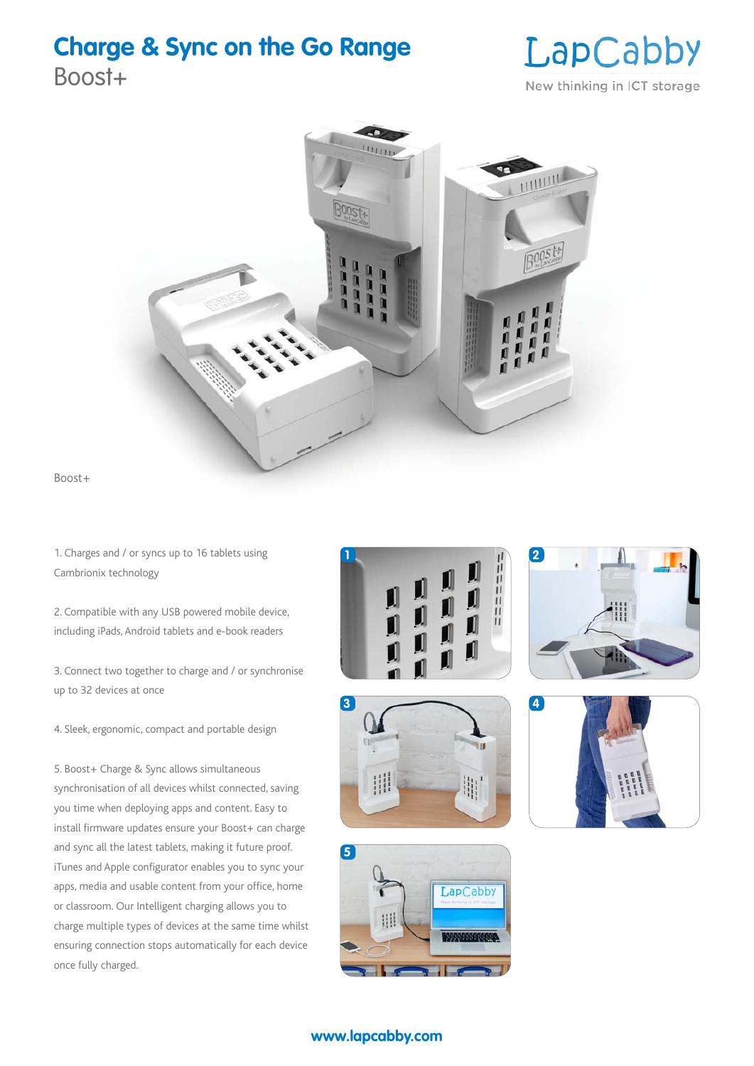# Charge & Sync on the Go Range

## Boost+

LapCabby

New thinking in ICT storage

Boost+

1. Charges and / or syncs up to 16 tablets using Cambrionix technology

2. Compatible with any USB powered mobile device, including iPads, Android tablets and e-book readers

3. Connect two together to charge and / or synchronise up to 32 devices at once

4. Sleek, ergonomic, compact and portable design

5. Boost+ Charge & Sync allows simultaneous synchronisation of all devices whilst connected, saving you time when deploying apps and content. Easy to install firmware updates ensure your Boost+ can charge and sync all the latest tablets, making it future proof. iTunes and Apple configurator enables you to sync your apps, media and usable content from your office, home or classroom. Our Intelligent charging allows you to charge multiple types of devices at the same time whilst ensuring connection stops automatically for each device once fully charged.

www.lapcabby.com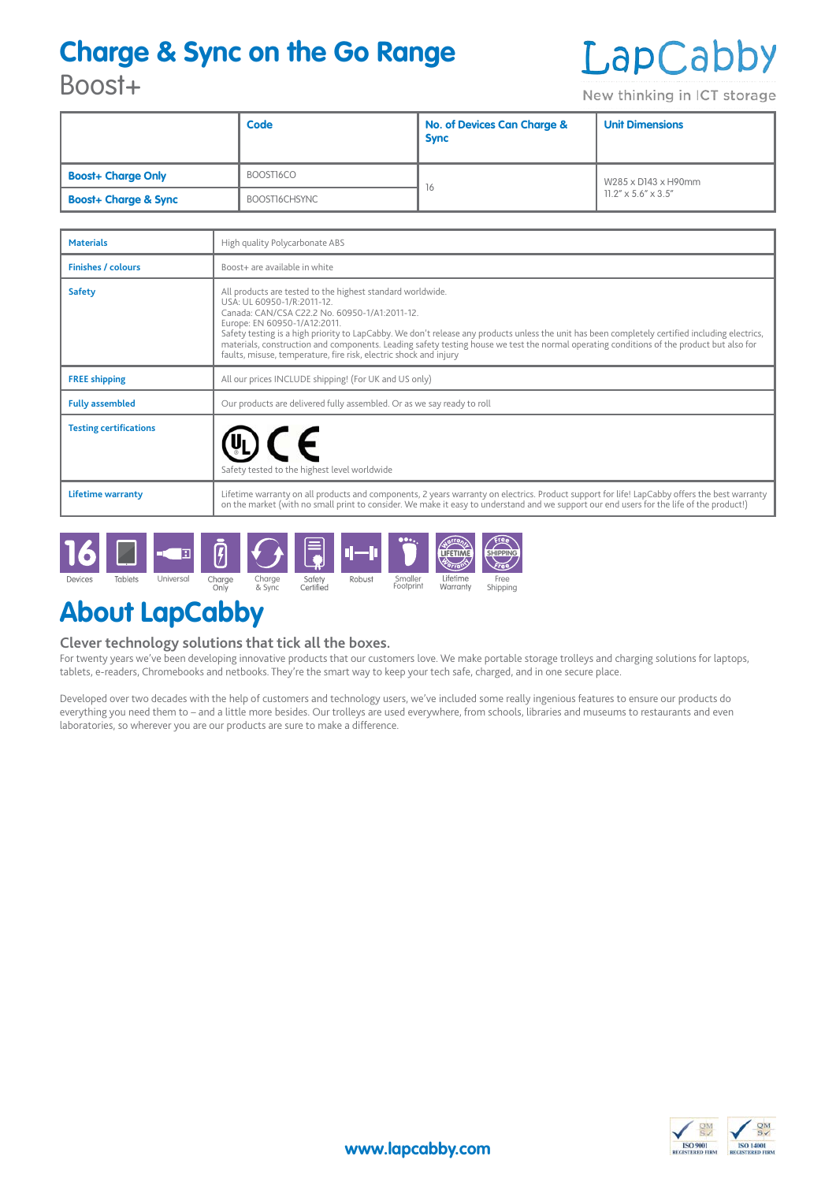# Charge & Sync on the Go Range

## Boost+

LapCabby
New thinking in ICT storage

| | Code | No. of Devices Can Charge & Sync | Unit Dimensions |
|---|---|---|---|
| **Boost+ Charge Only** | BOOST16CO | 16 | W285 x D143 x H90mm 11.2″ x 5.6″ x 3.5″ |
| **Boost+ Charge & Sync** | BOOST16CHSYNC | | |

| | |
|---|---|
| **Materials** | High quality Polycarbonate ABS |
| **Finishes / colours** | Boost+ are available in white |
| **Safety** | All products are tested to the highest standard worldwide. USA: UL 60950-1/R:2011-12. Canada: CAN/CSA C22.2 No. 60950-1/A1:2011-12. Europe: EN 60950-1/A12:2011. Safety testing is a high priority to LapCabby. We don't release any products unless the unit has been completely certified including electrics, materials, construction and components. Leading safety testing house we test the normal operating conditions of the product but also for faults, misuse, temperature, fire risk, electric shock and injury |
| **FREE shipping** | All our prices INCLUDE shipping! (For UK and US only) |
| **Fully assembled** | Our products are delivered fully assembled. Or as we say ready to roll |
| **Testing certifications** | UL CE Safety tested to the highest level worldwide |
| **Lifetime warranty** | Lifetime warranty on all products and components, 2 years warranty on electrics. Product support for life! LapCabby offers the best warranty on the market (with no small print to consider. We make it easy to understand and we support our end users for the life of the product!) |

16 Devices | Tablets | Universal | Charge Only | Charge & Sync | Safety Certified | Robust | Smaller Footprint | Lifetime Warranty | Free Shipping

# About LapCabby

### Clever technology solutions that tick all the boxes.

For twenty years we've been developing innovative products that our customers love. We make portable storage trolleys and charging solutions for laptops, tablets, e-readers, Chromebooks and netbooks. They're the smart way to keep your tech safe, charged, and in one secure place.

Developed over two decades with the help of customers and technology users, we've included some really ingenious features to ensure our products do everything you need them to – and a little more besides. Our trolleys are used everywhere, from schools, libraries and museums to restaurants and even laboratories, so wherever you are our products are sure to make a difference.

**www.lapcabby.com**

ISO 9001 REGISTERED FIRM | ISO 14001 REGISTERED FIRM